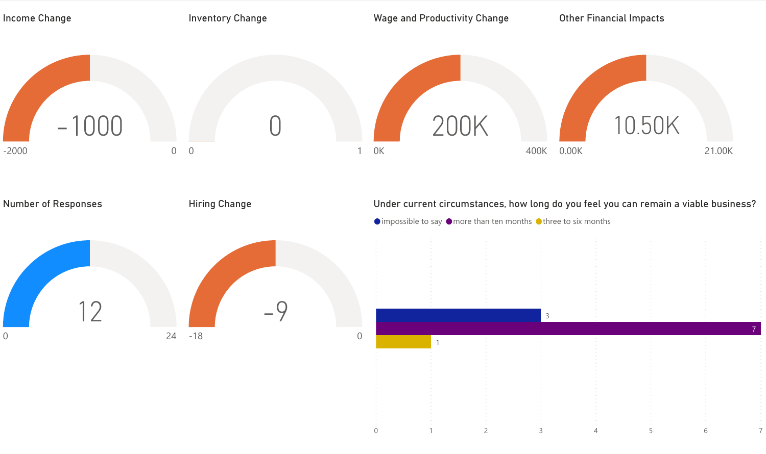### Income Change

-1000

-2000 | 0

### Inventory Change

0

0 | 1

### Wage and Productivity Change

200K

0K | 400K

### Other Financial Impacts

10.50K

0.00K | 21.00K

### Number of Responses

12

0 | 24

### Hiring Change

-9

-18 | 0

### Under current circumstances, how long do you feel you can remain a viable business?

| Response | Count |
|---|---|
| impossible to say | 3 |
| more than ten months | 7 |
| three to six months | 1 |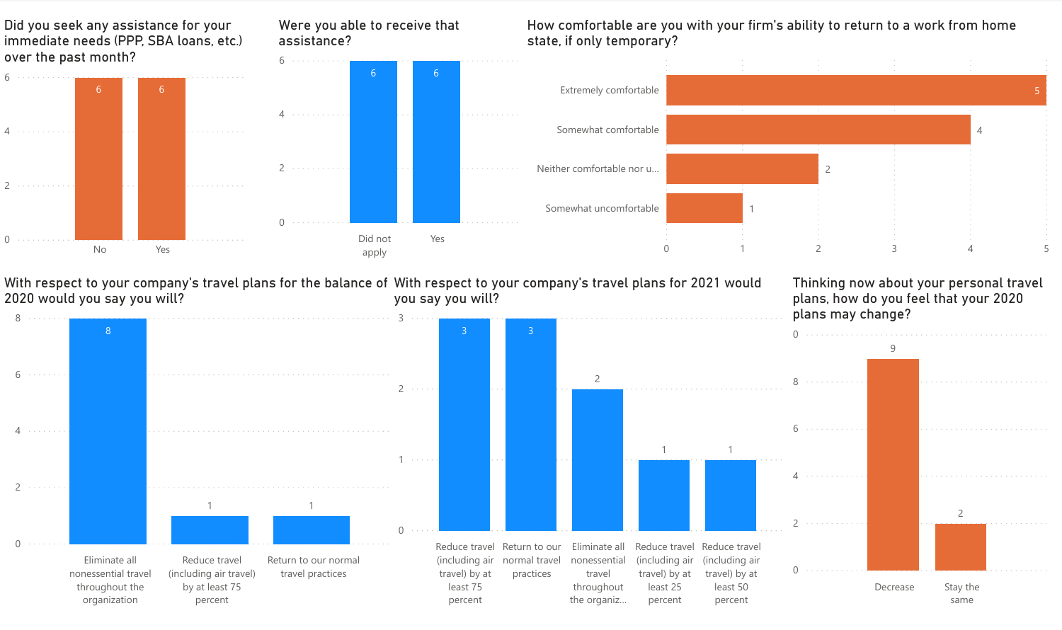Did you seek any assistance for your immediate needs (PPP, SBA loans, etc.) over the past month?

6
4
2
0
6
6
No
Yes

Were you able to receive that assistance?

6
4
2
0
6
6
Did not apply
Yes

How comfortable are you with your firm's ability to return to a work from home state, if only temporary?

Extremely comfortable
5
Somewhat comfortable
4
Neither comfortable nor u...
2
Somewhat uncomfortable
1
0
1
2
3
4
5

With respect to your company's travel plans for the balance of 2020 would you say you will?

8
6
4
2
0
8
1
1
Eliminate all nonessential travel throughout the organization
Reduce travel (including air travel) by at least 75 percent
Return to our normal travel practices

With respect to your company's travel plans for 2021 would you say you will?

3
2
1
0
3
3
2
1
1
Reduce travel (including air travel) by at least 75 percent
Return to our normal travel practices
Eliminate all nonessential travel throughout the organiz...
Reduce travel (including air travel) by at least 25 percent
Reduce travel (including air travel) by at least 50 percent

Thinking now about your personal travel plans, how do you feel that your 2020 plans may change?

0
8
6
4
2
0
9
2
Decrease
Stay the same